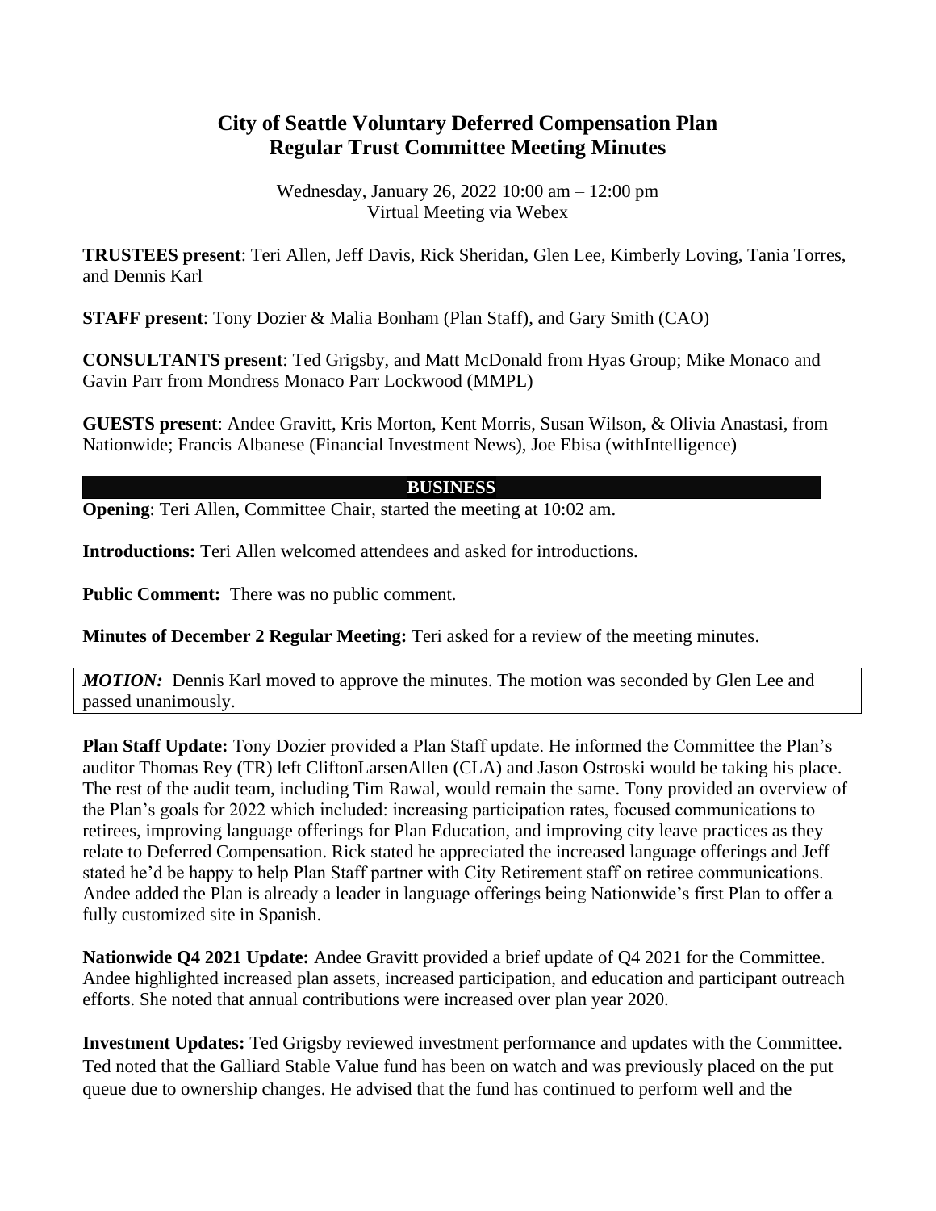# City of Seattle Voluntary Deferred Compensation Plan
# Regular Trust Committee Meeting Minutes

Wednesday, January 26, 2022 10:00 am – 12:00 pm
Virtual Meeting via Webex

**TRUSTEES present**: Teri Allen, Jeff Davis, Rick Sheridan, Glen Lee, Kimberly Loving, Tania Torres, and Dennis Karl

**STAFF present**: Tony Dozier & Malia Bonham (Plan Staff), and Gary Smith (CAO)

**CONSULTANTS present**: Ted Grigsby, and Matt McDonald from Hyas Group; Mike Monaco and Gavin Parr from Mondress Monaco Parr Lockwood (MMPL)

**GUESTS present**: Andee Gravitt, Kris Morton, Kent Morris, Susan Wilson, & Olivia Anastasi, from Nationwide; Francis Albanese (Financial Investment News), Joe Ebisa (withIntelligence)

## BUSINESS

**Opening**: Teri Allen, Committee Chair, started the meeting at 10:02 am.

**Introductions:** Teri Allen welcomed attendees and asked for introductions.

**Public Comment:** There was no public comment.

**Minutes of December 2 Regular Meeting:** Teri asked for a review of the meeting minutes.

> ***MOTION:*** Dennis Karl moved to approve the minutes. The motion was seconded by Glen Lee and passed unanimously.

**Plan Staff Update:** Tony Dozier provided a Plan Staff update. He informed the Committee the Plan's auditor Thomas Rey (TR) left CliftonLarsenAllen (CLA) and Jason Ostroski would be taking his place. The rest of the audit team, including Tim Rawal, would remain the same. Tony provided an overview of the Plan's goals for 2022 which included: increasing participation rates, focused communications to retirees, improving language offerings for Plan Education, and improving city leave practices as they relate to Deferred Compensation. Rick stated he appreciated the increased language offerings and Jeff stated he'd be happy to help Plan Staff partner with City Retirement staff on retiree communications. Andee added the Plan is already a leader in language offerings being Nationwide's first Plan to offer a fully customized site in Spanish.

**Nationwide Q4 2021 Update:** Andee Gravitt provided a brief update of Q4 2021 for the Committee. Andee highlighted increased plan assets, increased participation, and education and participant outreach efforts. She noted that annual contributions were increased over plan year 2020.

**Investment Updates:** Ted Grigsby reviewed investment performance and updates with the Committee. Ted noted that the Galliard Stable Value fund has been on watch and was previously placed on the put queue due to ownership changes. He advised that the fund has continued to perform well and the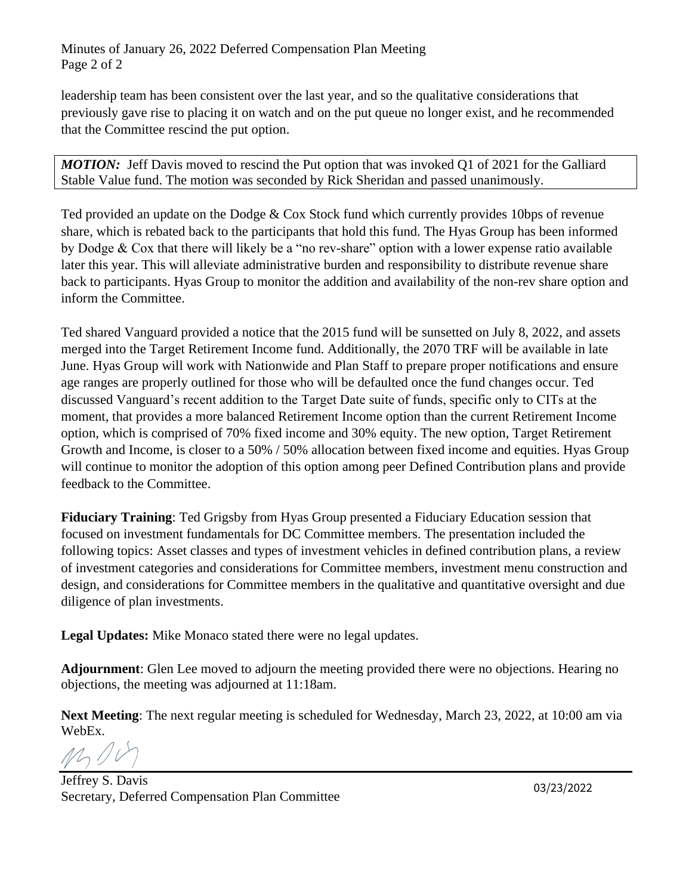leadership team has been consistent over the last year, and so the qualitative considerations that previously gave rise to placing it on watch and on the put queue no longer exist, and he recommended that the Committee rescind the put option.

***MOTION:*** Jeff Davis moved to rescind the Put option that was invoked Q1 of 2021 for the Galliard Stable Value fund. The motion was seconded by Rick Sheridan and passed unanimously.

Ted provided an update on the Dodge & Cox Stock fund which currently provides 10bps of revenue share, which is rebated back to the participants that hold this fund. The Hyas Group has been informed by Dodge & Cox that there will likely be a "no rev-share" option with a lower expense ratio available later this year. This will alleviate administrative burden and responsibility to distribute revenue share back to participants. Hyas Group to monitor the addition and availability of the non-rev share option and inform the Committee.

Ted shared Vanguard provided a notice that the 2015 fund will be sunsetted on July 8, 2022, and assets merged into the Target Retirement Income fund. Additionally, the 2070 TRF will be available in late June. Hyas Group will work with Nationwide and Plan Staff to prepare proper notifications and ensure age ranges are properly outlined for those who will be defaulted once the fund changes occur. Ted discussed Vanguard's recent addition to the Target Date suite of funds, specific only to CITs at the moment, that provides a more balanced Retirement Income option than the current Retirement Income option, which is comprised of 70% fixed income and 30% equity. The new option, Target Retirement Growth and Income, is closer to a 50% / 50% allocation between fixed income and equities. Hyas Group will continue to monitor the adoption of this option among peer Defined Contribution plans and provide feedback to the Committee.

**Fiduciary Training**: Ted Grigsby from Hyas Group presented a Fiduciary Education session that focused on investment fundamentals for DC Committee members. The presentation included the following topics: Asset classes and types of investment vehicles in defined contribution plans, a review of investment categories and considerations for Committee members, investment menu construction and design, and considerations for Committee members in the qualitative and quantitative oversight and due diligence of plan investments.

**Legal Updates:** Mike Monaco stated there were no legal updates.

**Adjournment**: Glen Lee moved to adjourn the meeting provided there were no objections. Hearing no objections, the meeting was adjourned at 11:18am.

**Next Meeting**: The next regular meeting is scheduled for Wednesday, March 23, 2022, at 10:00 am via WebEx.

Jeffrey S. Davis
Secretary, Deferred Compensation Plan Committee

03/23/2022